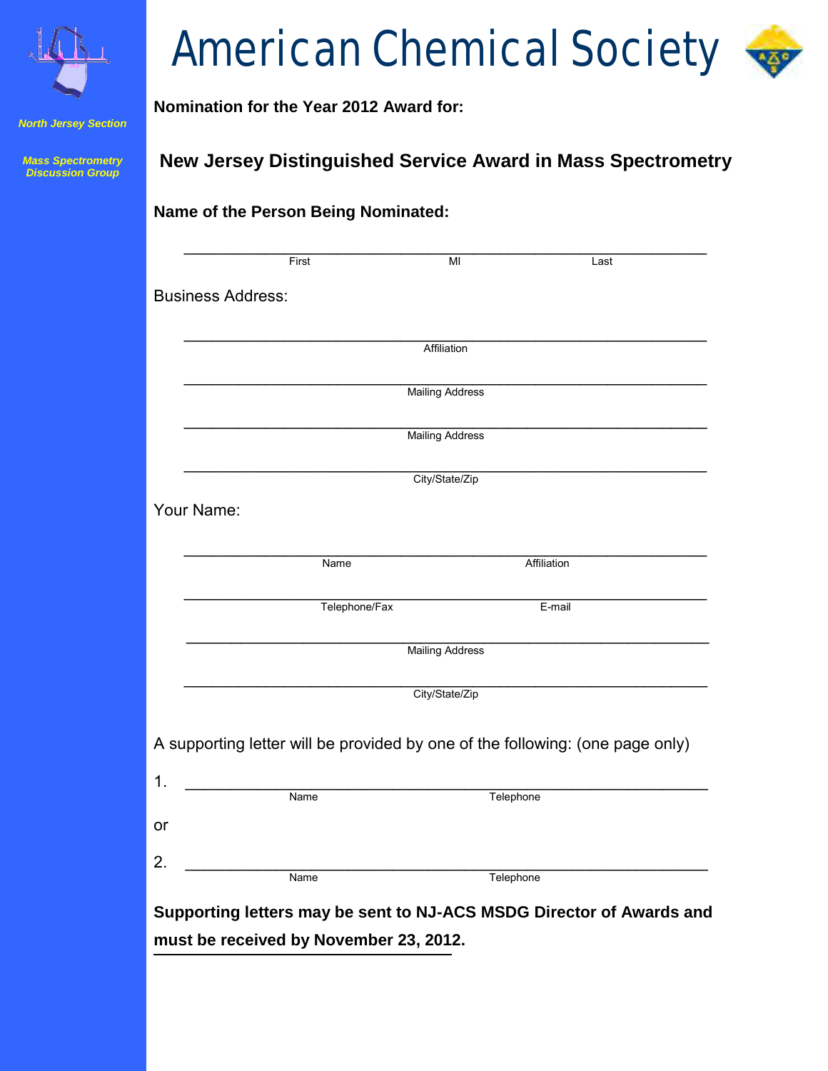# American Chemical Society

*North Jersey Section*

*Mass Spectrometry Discussion Group*

**Nomination for the Year 2012 Award for:**

## New Jersey Distinguished Service Award in Mass Spectrometry

**Name of the Person Being Nominated:**

___________________________________________________________
First MI Last

Business Address:

___________________________________________________________
Affiliation

___________________________________________________________
Mailing Address

___________________________________________________________
Mailing Address

___________________________________________________________
City/State/Zip

Your Name:

___________________________________________________________
Name Affiliation

___________________________________________________________
Telephone/Fax E-mail

___________________________________________________________
Mailing Address

___________________________________________________________
City/State/Zip

A supporting letter will be provided by one of the following: (one page only)

1. ___________________________________________________________
Name Telephone

or

2. ___________________________________________________________
Name Telephone

**Supporting letters may be sent to NJ-ACS MSDG Director of Awards and must be received by November 23, 2012.**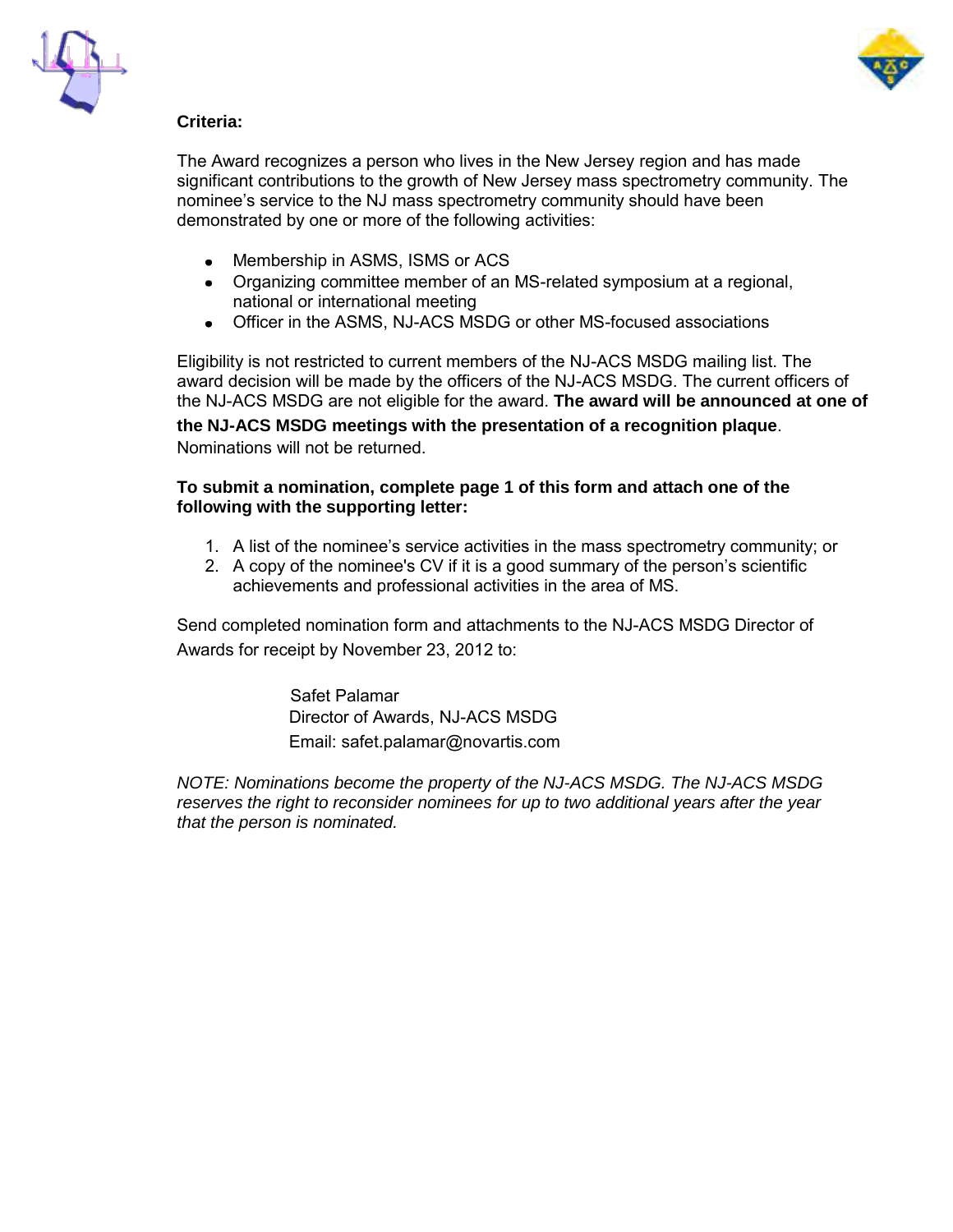**Criteria:**

The Award recognizes a person who lives in the New Jersey region and has made significant contributions to the growth of New Jersey mass spectrometry community. The nominee's service to the NJ mass spectrometry community should have been demonstrated by one or more of the following activities:

- Membership in ASMS, ISMS or ACS
- Organizing committee member of an MS-related symposium at a regional, national or international meeting
- Officer in the ASMS, NJ-ACS MSDG or other MS-focused associations

Eligibility is not restricted to current members of the NJ-ACS MSDG mailing list. The award decision will be made by the officers of the NJ-ACS MSDG. The current officers of the NJ-ACS MSDG are not eligible for the award. **The award will be announced at one of the NJ-ACS MSDG meetings with the presentation of a recognition plaque**. Nominations will not be returned.

**To submit a nomination, complete page 1 of this form and attach one of the following with the supporting letter:**

1. A list of the nominee's service activities in the mass spectrometry community; or
2. A copy of the nominee's CV if it is a good summary of the person's scientific achievements and professional activities in the area of MS.

Send completed nomination form and attachments to the NJ-ACS MSDG Director of Awards for receipt by November 23, 2012 to:

Safet Palamar
Director of Awards, NJ-ACS MSDG
Email: safet.palamar@novartis.com

*NOTE: Nominations become the property of the NJ-ACS MSDG. The NJ-ACS MSDG reserves the right to reconsider nominees for up to two additional years after the year that the person is nominated.*